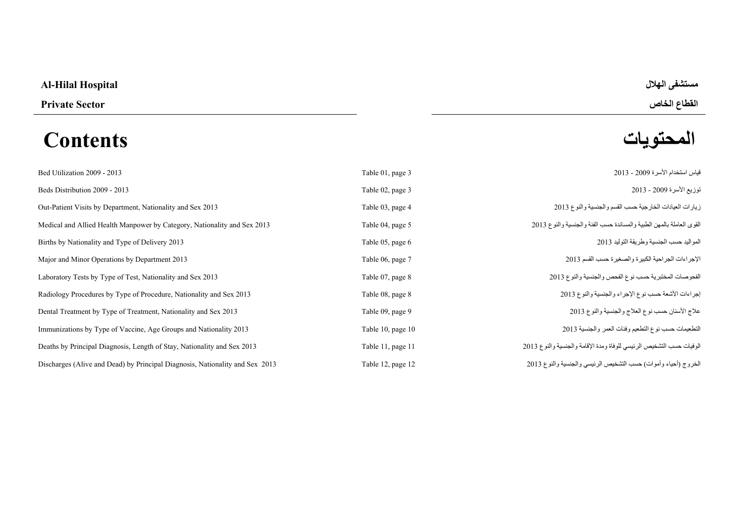**Al-Hilal Hospital** **مستشفى الهلال**

**Private Sector** **القطاع الخاص**

# Contents المحتويات

| English | Table / Page | العربية |
|---|---|---|
| Bed Utilization 2009 - 2013 | Table 01, page 3 | قياس استخدام الأسرة 2009 - 2013 |
| Beds Distribution 2009 - 2013 | Table 02, page 3 | توزيع الأسرة 2009 - 2013 |
| Out-Patient Visits by Department, Nationality and Sex 2013 | Table 03, page 4 | زيارات العيادات الخارجية حسب القسم والجنسية والنوع 2013 |
| Medical and Allied Health Manpower by Category, Nationality and Sex 2013 | Table 04, page 5 | القوى العاملة بالمهن الطبية والمساندة حسب الفئة والجنسية والنوع 2013 |
| Births by Nationality and Type of Delivery 2013 | Table 05, page 6 | المواليد حسب الجنسية وطريقة التوليد 2013 |
| Major and Minor Operations by Department 2013 | Table 06, page 7 | الإجراءات الجراحية الكبيرة والصغيرة حسب القسم 2013 |
| Laboratory Tests by Type of Test, Nationality and Sex 2013 | Table 07, page 8 | الفحوصات المختبرية حسب نوع الفحص والجنسية والنوع 2013 |
| Radiology Procedures by Type of Procedure, Nationality and Sex 2013 | Table 08, page 8 | إجراءات الأشعة حسب نوع الإجراء والجنسية والنوع 2013 |
| Dental Treatment by Type of Treatment, Nationality and Sex 2013 | Table 09, page 9 | علاج الأسنان حسب نوع العلاج والجنسية والنوع 2013 |
| Immunizations by Type of Vaccine, Age Groups and Nationality 2013 | Table 10, page 10 | التطعيمات حسب نوع التطعيم وفئات العمر والجنسية 2013 |
| Deaths by Principal Diagnosis, Length of Stay, Nationality and Sex 2013 | Table 11, page 11 | الوفيات حسب التشخيص الرئيسي للوفاة ومدة الإقامة والجنسية والنوع 2013 |
| Discharges (Alive and Dead) by Principal Diagnosis, Nationality and Sex 2013 | Table 12, page 12 | الخروج (أحياء وأموات) حسب التشخيص الرئيسي والجنسية والنوع 2013 |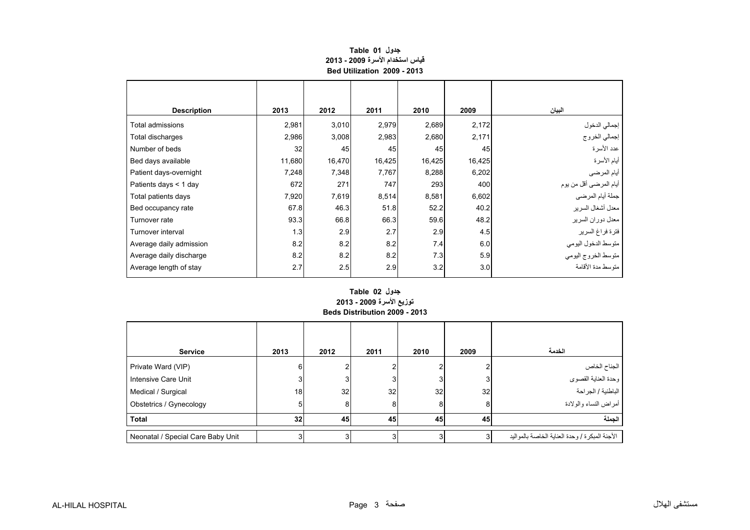**جدول Table 01**
**قياس استخدام الأسرة 2009 - 2013**
**Bed Utilization 2009 - 2013**

| Description | 2013 | 2012 | 2011 | 2010 | 2009 | البيان |
|---|---|---|---|---|---|---|
| Total admissions | 2,981 | 3,010 | 2,979 | 2,689 | 2,172 | إجمالي الدخول |
| Total discharges | 2,986 | 3,008 | 2,983 | 2,680 | 2,171 | إجمالي الخروج |
| Number of beds | 32 | 45 | 45 | 45 | 45 | عدد الأسرة |
| Bed days available | 11,680 | 16,470 | 16,425 | 16,425 | 16,425 | أيام الأسرة |
| Patient days-overnight | 7,248 | 7,348 | 7,767 | 8,288 | 6,202 | أيام المرضى |
| Patients days < 1 day | 672 | 271 | 747 | 293 | 400 | أيام المرضى أقل من يوم |
| Total patients days | 7,920 | 7,619 | 8,514 | 8,581 | 6,602 | جملة أيام المرضى |
| Bed occupancy rate | 67.8 | 46.3 | 51.8 | 52.2 | 40.2 | معدل أشغال السرير |
| Turnover rate | 93.3 | 66.8 | 66.3 | 59.6 | 48.2 | معدل دوران السرير |
| Turnover interval | 1.3 | 2.9 | 2.7 | 2.9 | 4.5 | فترة فراغ السرير |
| Average daily admission | 8.2 | 8.2 | 8.2 | 7.4 | 6.0 | متوسط الدخول اليومي |
| Average daily discharge | 8.2 | 8.2 | 8.2 | 7.3 | 5.9 | متوسط الخروج اليومي |
| Average length of stay | 2.7 | 2.5 | 2.9 | 3.2 | 3.0 | متوسط مدة الأقامة |

**جدول Table 02**
**توزيع الأسرة 2009 - 2013**
**Beds Distribution 2009 - 2013**

| Service | 2013 | 2012 | 2011 | 2010 | 2009 | الخدمة |
|---|---|---|---|---|---|---|
| Private Ward (VIP) | 6 | 2 | 2 | 2 | 2 | الجناح الخاص |
| Intensive Care Unit | 3 | 3 | 3 | 3 | 3 | وحدة العناية القصوى |
| Medical / Surgical | 18 | 32 | 32 | 32 | 32 | الباطنية / الجراحة |
| Obstetrics / Gynecology | 5 | 8 | 8 | 8 | 8 | أمراض النساء والولادة |
| **Total** | **32** | **45** | **45** | **45** | **45** | **الجملة** |
| Neonatal / Special Care Baby Unit | 3 | 3 | 3 | 3 | 3 | الأجنة المبكرة / وحدة العناية الخاصة بالمواليد |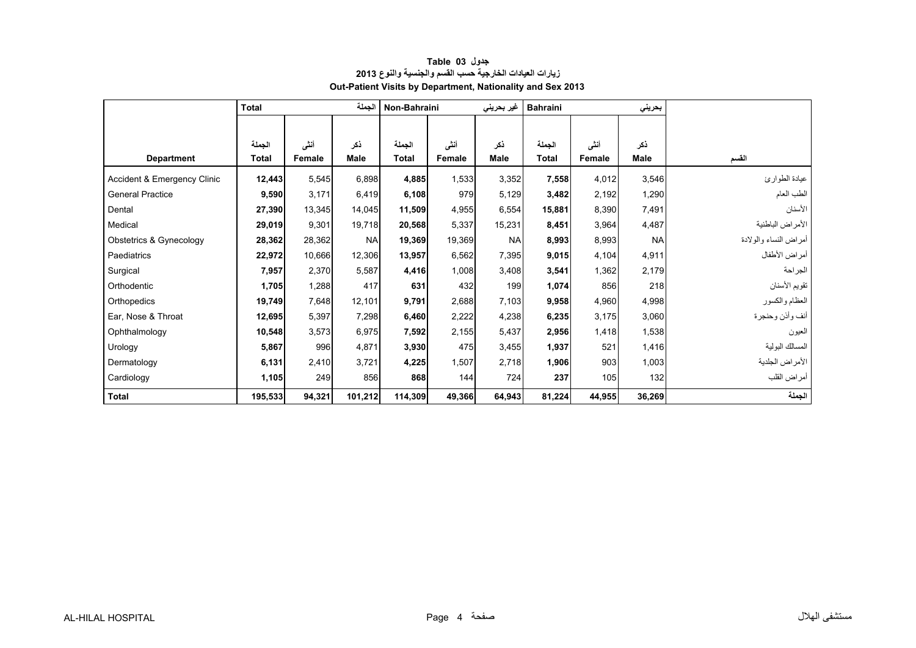**Table 03 جدول**

**زيارات العيادات الخارجية حسب القسم والجنسية والنوع 2013**

**Out-Patient Visits by Department, Nationality and Sex 2013**

| | Total | | الجملة | Non-Bahraini | | غير بحريني | Bahraini | | بحريني | |
|---|---|---|---|---|---|---|---|---|---|---|
| **Department** | الجملة **Total** | أنثى **Female** | ذكر **Male** | الجملة **Total** | أنثى **Female** | ذكر **Male** | الجملة **Total** | أنثى **Female** | ذكر **Male** | **القسم** |
| Accident & Emergency Clinic | **12,443** | 5,545 | 6,898 | **4,885** | 1,533 | 3,352 | **7,558** | 4,012 | 3,546 | عيادة الطوارئ |
| General Practice | **9,590** | 3,171 | 6,419 | **6,108** | 979 | 5,129 | **3,482** | 2,192 | 1,290 | الطب العام |
| Dental | **27,390** | 13,345 | 14,045 | **11,509** | 4,955 | 6,554 | **15,881** | 8,390 | 7,491 | الأسنان |
| Medical | **29,019** | 9,301 | 19,718 | **20,568** | 5,337 | 15,231 | **8,451** | 3,964 | 4,487 | الأمراض الباطنية |
| Obstetrics & Gynecology | **28,362** | 28,362 | NA | **19,369** | 19,369 | NA | **8,993** | 8,993 | NA | أمراض النساء والولادة |
| Paediatrics | **22,972** | 10,666 | 12,306 | **13,957** | 6,562 | 7,395 | **9,015** | 4,104 | 4,911 | أمراض الأطفال |
| Surgical | **7,957** | 2,370 | 5,587 | **4,416** | 1,008 | 3,408 | **3,541** | 1,362 | 2,179 | الجراحة |
| Orthodentic | **1,705** | 1,288 | 417 | **631** | 432 | 199 | **1,074** | 856 | 218 | تقويم الأسنان |
| Orthopedics | **19,749** | 7,648 | 12,101 | **9,791** | 2,688 | 7,103 | **9,958** | 4,960 | 4,998 | العظام والكسور |
| Ear, Nose & Throat | **12,695** | 5,397 | 7,298 | **6,460** | 2,222 | 4,238 | **6,235** | 3,175 | 3,060 | أنف وأذن وحنجرة |
| Ophthalmology | **10,548** | 3,573 | 6,975 | **7,592** | 2,155 | 5,437 | **2,956** | 1,418 | 1,538 | العيون |
| Urology | **5,867** | 996 | 4,871 | **3,930** | 475 | 3,455 | **1,937** | 521 | 1,416 | المسالك البولية |
| Dermatology | **6,131** | 2,410 | 3,721 | **4,225** | 1,507 | 2,718 | **1,906** | 903 | 1,003 | الأمراض الجلدية |
| Cardiology | **1,105** | 249 | 856 | **868** | 144 | 724 | **237** | 105 | 132 | أمراض القلب |
| **Total** | **195,533** | **94,321** | **101,212** | **114,309** | **49,366** | **64,943** | **81,224** | **44,955** | **36,269** | **الجملة** |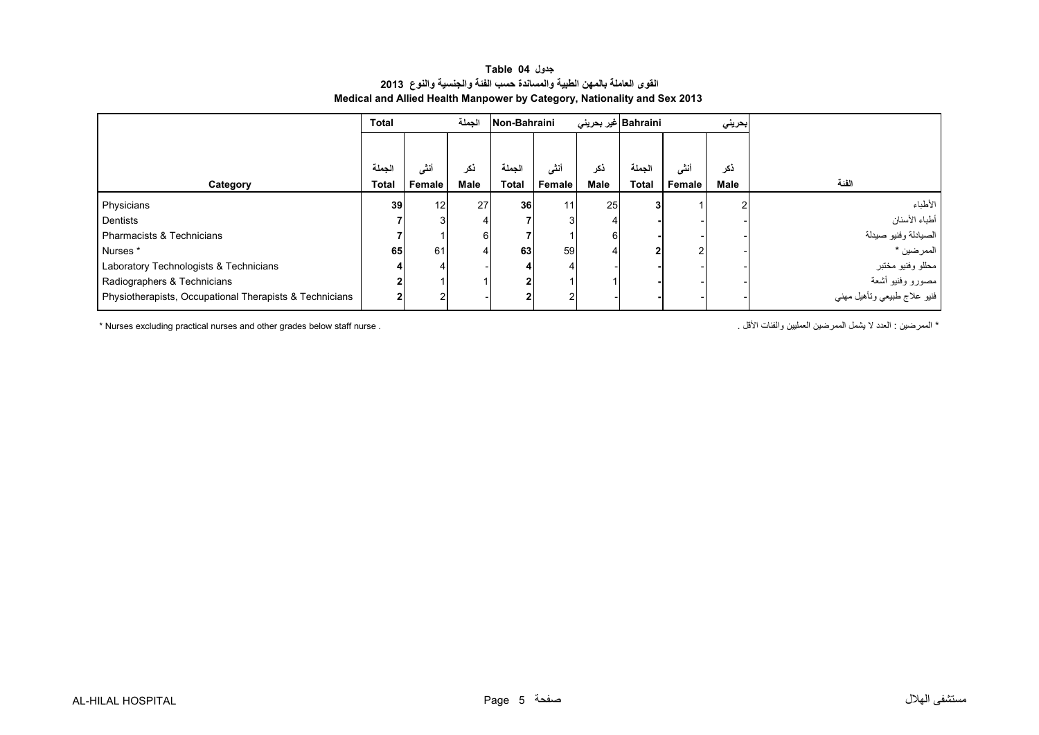**جدول Table 04**

**القوى العاملة بالمهن الطبية والمساندة حسب الفئة والجنسية والنوع 2013**

**Medical and Allied Health Manpower by Category, Nationality and Sex 2013**

| | Total | | الجملة | Non-Bahraini | | غير بحريني | Bahraini | | بحريني | |
|---|---|---|---|---|---|---|---|---|---|---|
| **Category** | الجملة **Total** | أنثى **Female** | ذكر **Male** | الجملة **Total** | أنثى **Female** | ذكر **Male** | الجملة **Total** | أنثى **Female** | ذكر **Male** | **الفئة** |
| Physicians | **39** | 12 | 27 | **36** | 11 | 25 | **3** | 1 | 2 | الأطباء |
| Dentists | **7** | 3 | 4 | **7** | 3 | 4 | **-** | - | - | أطباء الأسنان |
| Pharmacists & Technicians | **7** | 1 | 6 | **7** | 1 | 6 | **-** | - | - | الصيادلة وفنيو صيدلة |
| Nurses * | **65** | 61 | 4 | **63** | 59 | 4 | **2** | 2 | - | الممرضين * |
| Laboratory Technologists & Technicians | **4** | 4 | - | **4** | 4 | - | **-** | - | - | محللو وفنيو مختبر |
| Radiographers & Technicians | **2** | 1 | 1 | **2** | 1 | 1 | **-** | - | - | مصورو وفنيو أشعة |
| Physiotherapists, Occupational Therapists & Technicians | **2** | 2 | - | **2** | 2 | - | **-** | - | - | فنيو علاج طبيعي وتأهيل مهني |

\* Nurses excluding practical nurses and other grades below staff nurse .

\* الممرضين : العدد لا يشمل الممرضين العمليين والفئات الأقل .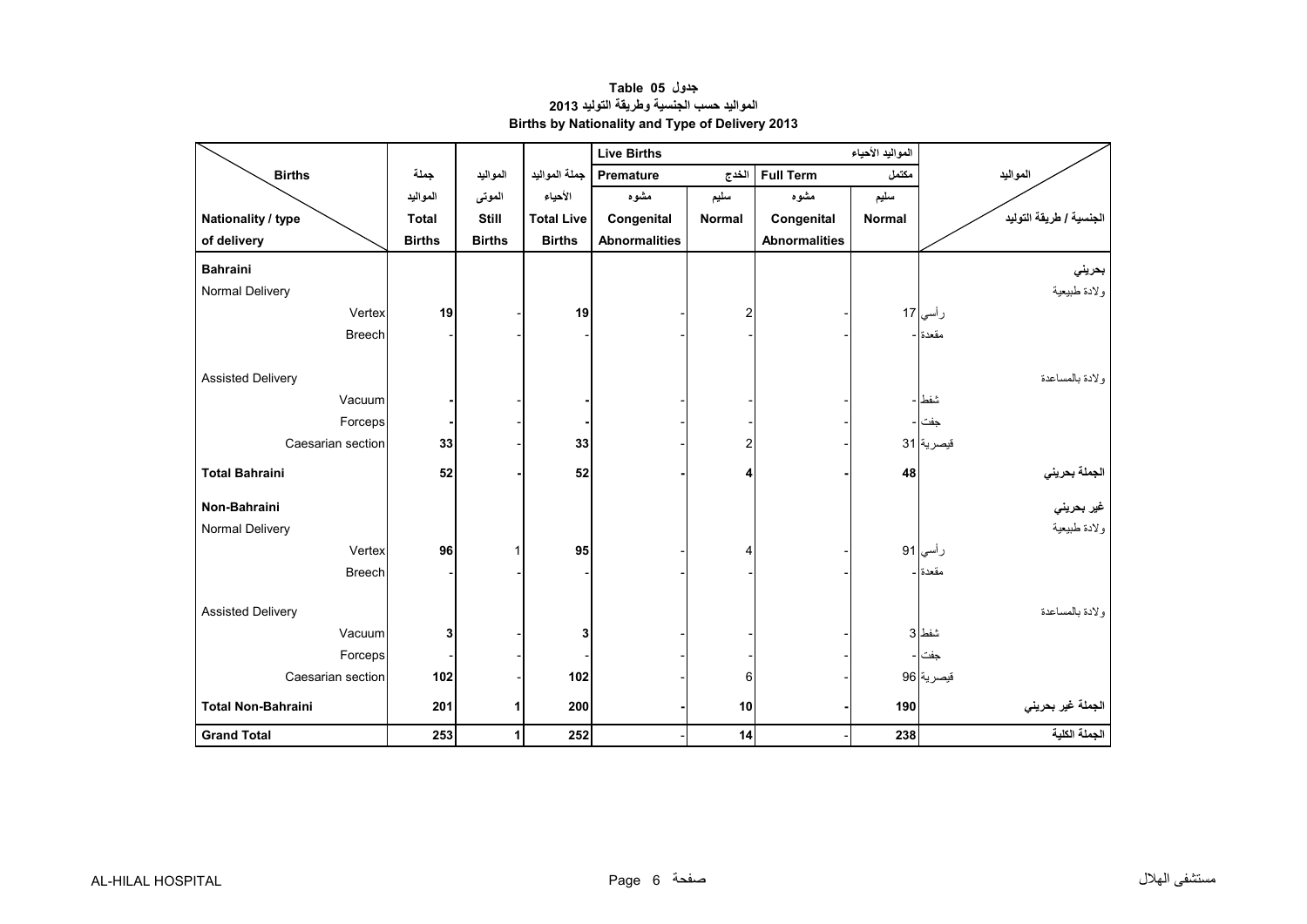# Table 05 جدول
## المواليد حسب الجنسية وطريقة التوليد 2013
## Births by Nationality and Type of Delivery 2013

| Births / Nationality / type of delivery | جملة المواليد Total Births | المواليد الموتى Still Births | جملة المواليد الأحياء Total Live Births | Live Births المواليد الأحياء — Premature الخدج: مشوه Congenital Abnormalities | Premature الخدج: سليم Normal | Full Term مكتمل: مشوه Congenital Abnormalities | Full Term مكتمل: سليم Normal | المواليد / الجنسية / طريقة التوليد |
|---|---|---|---|---|---|---|---|---|
| **Bahraini** | | | | | | | | **بحريني** |
| Normal Delivery | | | | | | | | ولادة طبيعية |
| Vertex | **19** | - | **19** | - | 2 | - | 17 | رأسي |
| Breech | - | - | - | - | - | - | - | مقعدة |
| Assisted Delivery | | | | | | | | ولادة بالمساعدة |
| Vacuum | **-** | - | **-** | - | - | - | - | شفط |
| Forceps | **-** | - | **-** | - | - | - | - | جفت |
| Caesarian section | **33** | - | **33** | - | 2 | - | 31 | قيصرية |
| **Total Bahraini** | **52** | **-** | **52** | **-** | **4** | **-** | **48** | **الجملة بحريني** |
| **Non-Bahraini** | | | | | | | | **غير بحريني** |
| Normal Delivery | | | | | | | | ولادة طبيعية |
| Vertex | **96** | 1 | **95** | - | 4 | - | 91 | رأسي |
| Breech | - | - | - | - | - | - | - | مقعدة |
| Assisted Delivery | | | | | | | | ولادة بالمساعدة |
| Vacuum | **3** | - | **3** | - | - | - | 3 | شفط |
| Forceps | - | - | - | - | - | - | - | جفت |
| Caesarian section | **102** | - | **102** | - | 6 | - | 96 | قيصرية |
| **Total Non-Bahraini** | **201** | **1** | **200** | **-** | **10** | **-** | **190** | **الجملة غير بحريني** |
| **Grand Total** | **253** | **1** | **252** | - | **14** | - | **238** | **الجملة الكلية** |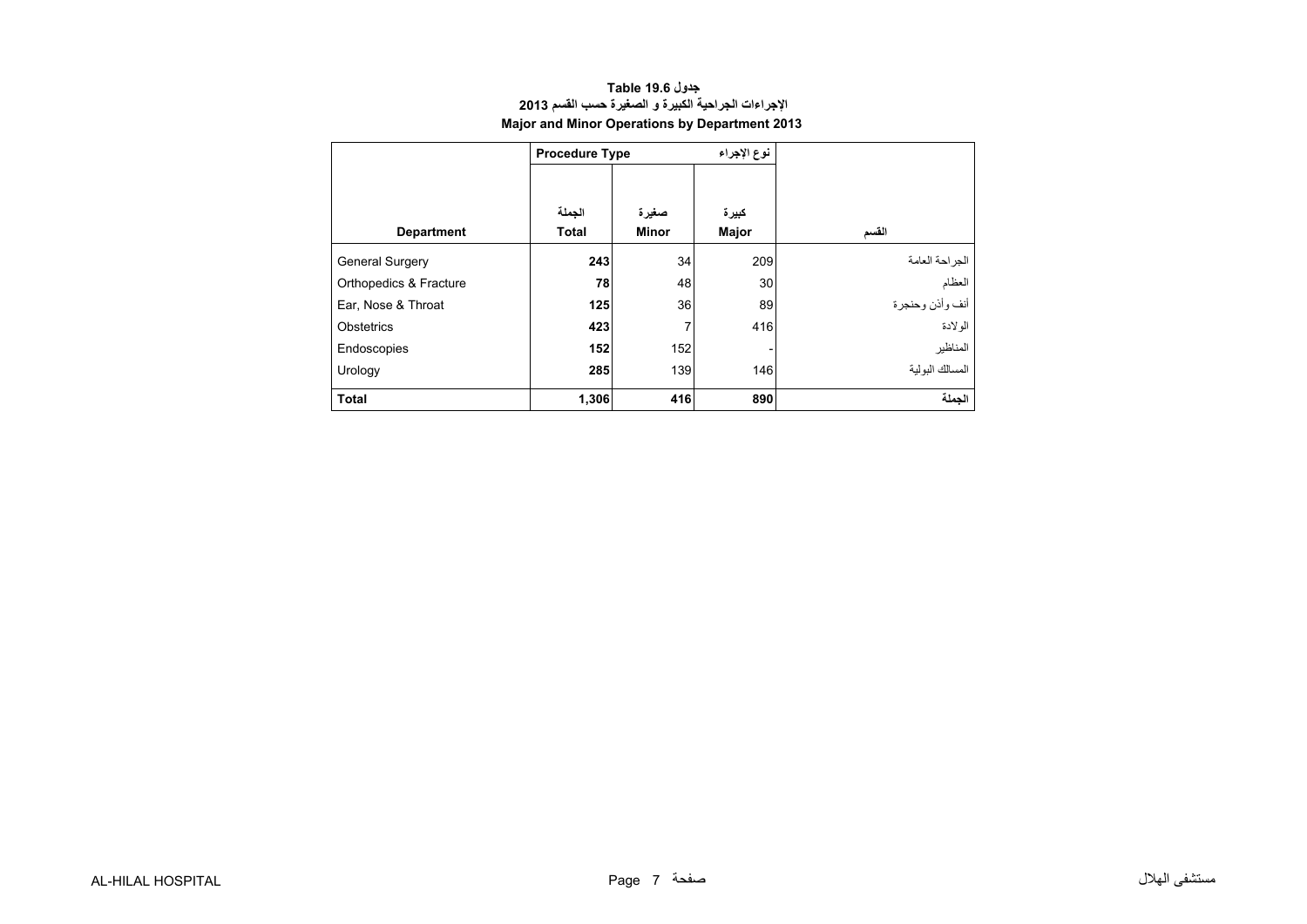**Table 19.6 جدول**

**الاجراءات الجراحية الكبيرة و الصغيرة حسب القسم 2013**

**Major and Minor Operations by Department 2013**

| | Procedure Type | | نوع الإجراء | |
|---|---|---|---|---|
| **Department** | الجملة **Total** | صغيرة **Minor** | كبيرة **Major** | القسم |
| General Surgery | **243** | 34 | 209 | الجراحة العامة |
| Orthopedics & Fracture | **78** | 48 | 30 | العظام |
| Ear, Nose & Throat | **125** | 36 | 89 | أنف وأذن وحنجرة |
| Obstetrics | **423** | 7 | 416 | الولادة |
| Endoscopies | **152** | 152 | - | المناظير |
| Urology | **285** | 139 | 146 | المسالك البولية |
| **Total** | **1,306** | **416** | **890** | **الجملة** |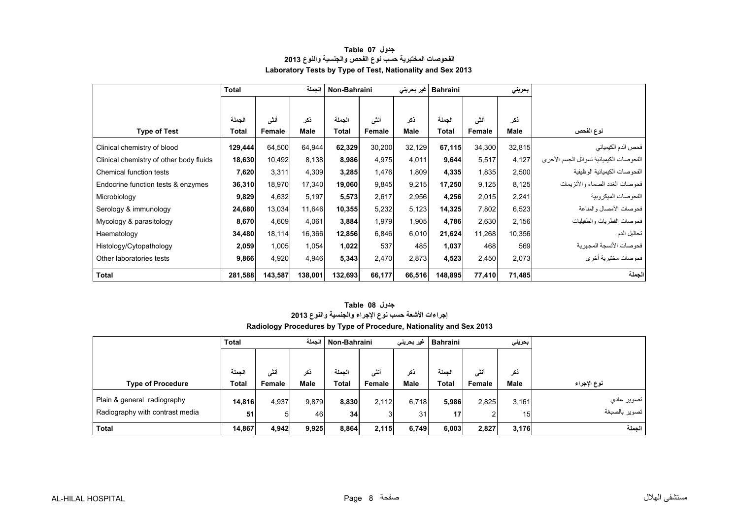**جدول Table 07**

**الفحوصات المختبرية حسب نوع الفحص والجنسية والنوع 2013**

**Laboratory Tests by Type of Test, Nationality and Sex 2013**

| | Total | | الجملة | Non-Bahraini | | غير بحريني | Bahraini | | بحريني | |
|---|---|---|---|---|---|---|---|---|---|---|
| **Type of Test** | الجملة **Total** | أنثى **Female** | ذكر **Male** | الجملة **Total** | أنثى **Female** | ذكر **Male** | الجملة **Total** | أنثى **Female** | ذكر **Male** | نوع الفحص |
| Clinical chemistry of blood | **129,444** | 64,500 | 64,944 | **62,329** | 30,200 | 32,129 | **67,115** | 34,300 | 32,815 | فحص الدم الكيميائي |
| Clinical chemistry of other body fluids | **18,630** | 10,492 | 8,138 | **8,986** | 4,975 | 4,011 | **9,644** | 5,517 | 4,127 | الفحوصات الكيميائية لسوائل الجسم الأخرى |
| Chemical function tests | **7,620** | 3,311 | 4,309 | **3,285** | 1,476 | 1,809 | **4,335** | 1,835 | 2,500 | الفحوصات الكيميائية الوظيفية |
| Endocrine function tests & enzymes | **36,310** | 18,970 | 17,340 | **19,060** | 9,845 | 9,215 | **17,250** | 9,125 | 8,125 | فحوصات الغدد الصماء والأنزيمات |
| Microbiology | **9,829** | 4,632 | 5,197 | **5,573** | 2,617 | 2,956 | **4,256** | 2,015 | 2,241 | الفحوصات الميكروبية |
| Serology & immunology | **24,680** | 13,034 | 11,646 | **10,355** | 5,232 | 5,123 | **14,325** | 7,802 | 6,523 | فحوصات الأمصال والمناعة |
| Mycology & parasitology | **8,670** | 4,609 | 4,061 | **3,884** | 1,979 | 1,905 | **4,786** | 2,630 | 2,156 | فحوصات الفطريات والطفيليات |
| Haematology | **34,480** | 18,114 | 16,366 | **12,856** | 6,846 | 6,010 | **21,624** | 11,268 | 10,356 | تحاليل الدم |
| Histology/Cytopathology | **2,059** | 1,005 | 1,054 | **1,022** | 537 | 485 | **1,037** | 468 | 569 | فحوصات الأنسجة المجهرية |
| Other laboratories tests | **9,866** | 4,920 | 4,946 | **5,343** | 2,470 | 2,873 | **4,523** | 2,450 | 2,073 | فحوصات مختبرية أخرى |
| **Total** | **281,588** | **143,587** | **138,001** | **132,693** | **66,177** | **66,516** | **148,895** | **77,410** | **71,485** | **الجملة** |

**جدول Table 08**

**إجراءات الأشعة حسب نوع الإجراء والجنسية والنوع 2013**

**Radiology Procedures by Type of Procedure, Nationality and Sex 2013**

| | Total | | الجملة | Non-Bahraini | | غير بحريني | Bahraini | | بحريني | |
|---|---|---|---|---|---|---|---|---|---|---|
| **Type of Procedure** | الجملة **Total** | أنثى **Female** | ذكر **Male** | الجملة **Total** | أنثى **Female** | ذكر **Male** | الجملة **Total** | أنثى **Female** | ذكر **Male** | نوع الإجراء |
| Plain & general radiography | **14,816** | 4,937 | 9,879 | **8,830** | 2,112 | 6,718 | **5,986** | 2,825 | 3,161 | تصوير عادي |
| Radiography with contrast media | **51** | 5 | 46 | **34** | 3 | 31 | **17** | 2 | 15 | تصوير بالصبغة |
| **Total** | **14,867** | **4,942** | **9,925** | **8,864** | **2,115** | **6,749** | **6,003** | **2,827** | **3,176** | **الجملة** |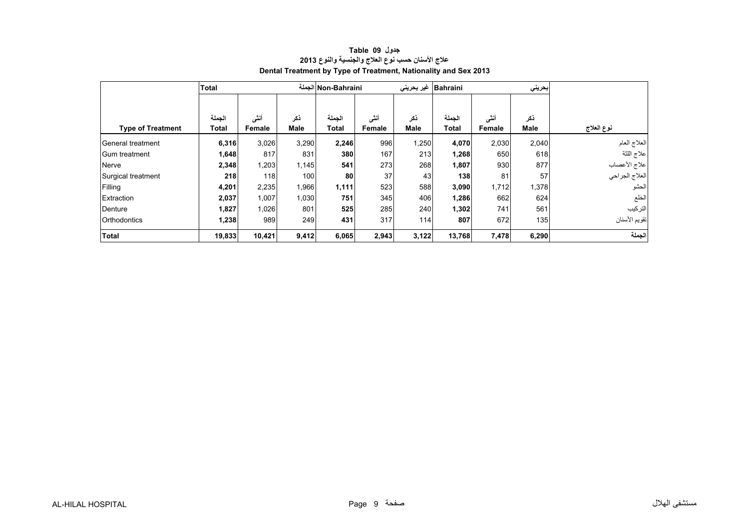# جدول 09 Table
## علاج الأسنان حسب نوع العلاج والجنسية والنوع 2013
## Dental Treatment by Type of Treatment, Nationality and Sex 2013

| | Total الجملة | | | Non-Bahraini غير بحريني | | | Bahraini بحريني | | | |
|---|---|---|---|---|---|---|---|---|---|---|
| **Type of Treatment** | الجملة **Total** | أنثى **Female** | ذكر **Male** | الجملة **Total** | أنثى **Female** | ذكر **Male** | الجملة **Total** | أنثى **Female** | ذكر **Male** | نوع العلاج |
| General treatment | **6,316** | 3,026 | 3,290 | **2,246** | 996 | 1,250 | **4,070** | 2,030 | 2,040 | العلاج العام |
| Gum treatment | **1,648** | 817 | 831 | **380** | 167 | 213 | **1,268** | 650 | 618 | علاج اللثة |
| Nerve | **2,348** | 1,203 | 1,145 | **541** | 273 | 268 | **1,807** | 930 | 877 | علاج الأعصاب |
| Surgical treatment | **218** | 118 | 100 | **80** | 37 | 43 | **138** | 81 | 57 | العلاج الجراحي |
| Filling | **4,201** | 2,235 | 1,966 | **1,111** | 523 | 588 | **3,090** | 1,712 | 1,378 | الحشو |
| Extraction | **2,037** | 1,007 | 1,030 | **751** | 345 | 406 | **1,286** | 662 | 624 | الخلع |
| Denture | **1,827** | 1,026 | 801 | **525** | 285 | 240 | **1,302** | 741 | 561 | التركيب |
| Orthodontics | **1,238** | 989 | 249 | **431** | 317 | 114 | **807** | 672 | 135 | تقويم الأسنان |
| **Total** | **19,833** | **10,421** | **9,412** | **6,065** | **2,943** | **3,122** | **13,768** | **7,478** | **6,290** | **الجملة** |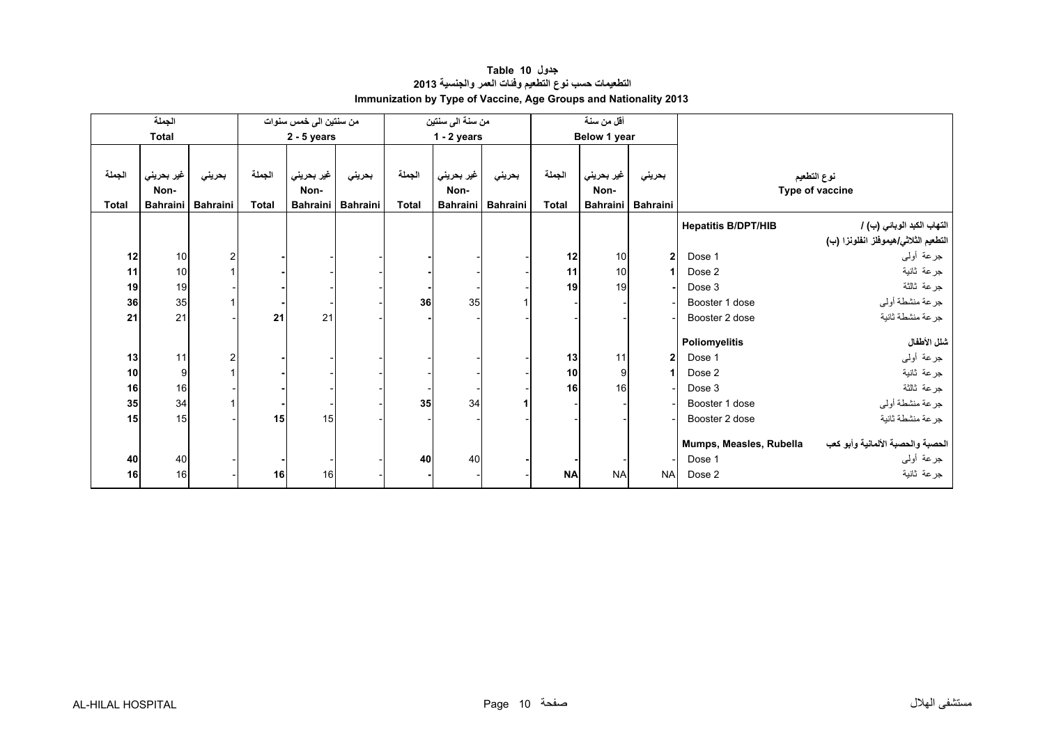# جدول 10 Table

## التطعيمات حسب نوع التطعيم وفئات العمر والجنسية 2013

## Immunization by Type of Vaccine, Age Groups and Nationality 2013

| الجملة Total | | | من سنتين الى خمس سنوات 2 - 5 years | | | من سنة الى سنتين 1 - 2 years | | | أقل من سنة Below 1 year | | | نوع التطعيم Type of vaccine | |
|---|---|---|---|---|---|---|---|---|---|---|---|---|---|
| الجملة Total | غير بحريني Non-Bahraini | بحريني Bahraini | الجملة Total | غير بحريني Non-Bahraini | بحريني Bahraini | الجملة Total | غير بحريني Non-Bahraini | بحريني Bahraini | الجملة Total | غير بحريني Non-Bahraini | بحريني Bahraini | | |
| | | | | | | | | | | | | **Hepatitis B/DPT/HIB** | **التهاب الكبد الوبائي (ب) / التطعيم الثلاثي/هيموفلز انفلونزا (ب)** |
| **12** | 10 | 2 | **-** | - | - | **-** | - | - | **12** | 10 | **2** | Dose 1 | جرعة أولى |
| **11** | 10 | 1 | **-** | - | - | **-** | - | - | **11** | 10 | **1** | Dose 2 | جرعة ثانية |
| **19** | 19 | - | **-** | - | - | **-** | - | - | **19** | 19 | **-** | Dose 3 | جرعة ثالثة |
| **36** | 35 | 1 | **-** | - | - | **36** | 35 | 1 | - | - | - | Booster 1 dose | جرعة منشطة أولى |
| **21** | 21 | - | **21** | 21 | - | **-** | - | - | - | - | - | Booster 2 dose | جرعة منشطة ثانية |
| | | | | | | | | | | | | **Poliomyelitis** | **شلل الأطفال** |
| **13** | 11 | 2 | **-** | - | - | - | - | - | **13** | 11 | **2** | Dose 1 | جرعة أولى |
| **10** | 9 | 1 | **-** | - | - | - | - | - | **10** | 9 | **1** | Dose 2 | جرعة ثانية |
| **16** | 16 | - | **-** | - | - | - | - | - | **16** | 16 | - | Dose 3 | جرعة ثالثة |
| **35** | 34 | 1 | **-** | - | - | **35** | 34 | **1** | - | - | - | Booster 1 dose | جرعة منشطة أولى |
| **15** | 15 | - | **15** | 15 | - | - | - | - | - | - | - | Booster 2 dose | جرعة منشطة ثانية |
| | | | | | | | | | | | | **Mumps, Measles, Rubella** | **الحصبة والحصبة الألمانية وأبو كعب** |
| **40** | 40 | - | **-** | - | - | **40** | 40 | **-** | **-** | - | - | Dose 1 | جرعة أولى |
| **16** | 16 | - | **16** | 16 | - | **-** | - | - | **NA** | NA | NA | Dose 2 | جرعة ثانية |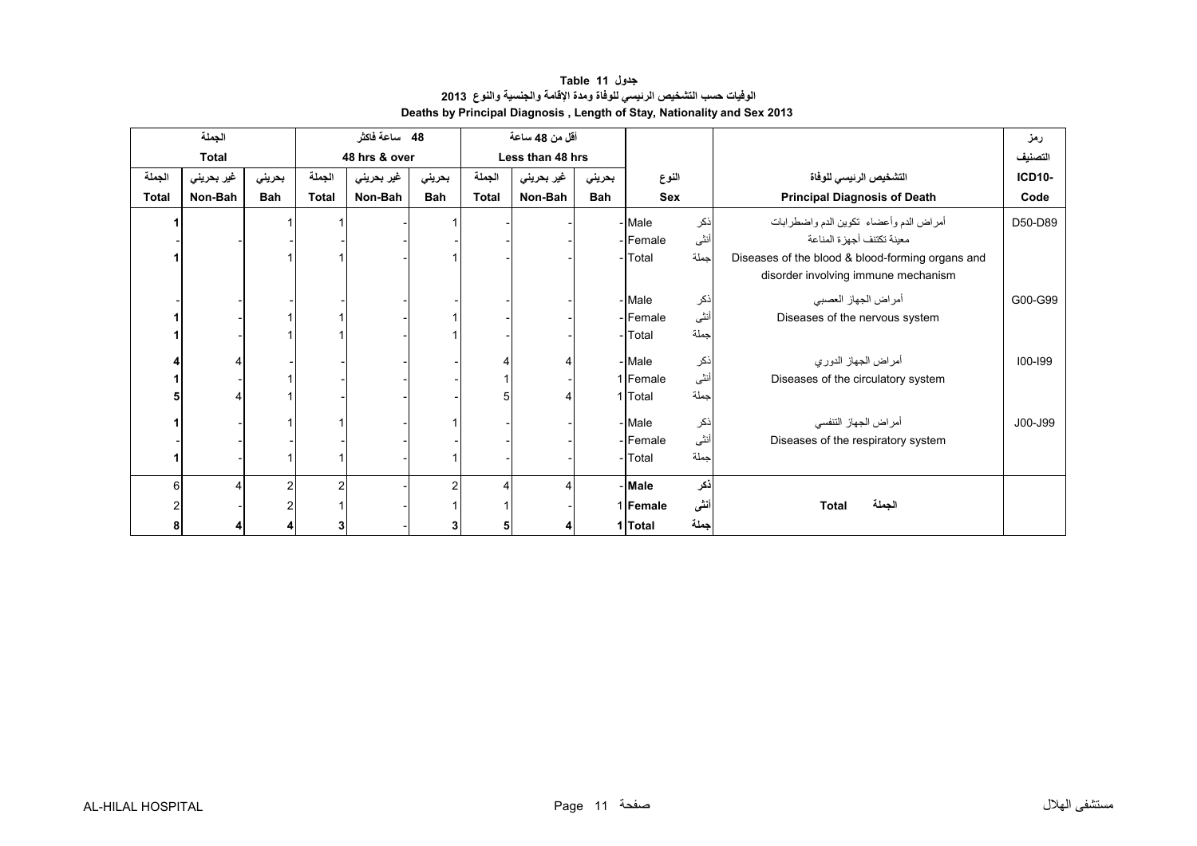**جدول 11 Table**

**الوفيات حسب التشخيص الرئيسي للوفاة ومدة الإقامة والجنسية والنوع 2013**

**Deaths by Principal Diagnosis , Length of Stay, Nationality and Sex 2013**

| الجملة Total | | | 48 ساعة فاكثر 48 hrs & over | | | أقل من 48 ساعة Less than 48 hrs | | | | | | |
|---|---|---|---|---|---|---|---|---|---|---|---|---|
| الجملة Total | غير بحريني Non-Bah | بحريني Bah | الجملة Total | غير بحريني Non-Bah | بحريني Bah | الجملة Total | غير بحريني Non-Bah | بحريني Bah | النوع Sex | | التشخيص الرئيسي للوفاة Principal Diagnosis of Death | رمز التصنيف ICD10-Code |
| 1 | | 1 | 1 | - | 1 | - | - | - | Male | ذكر | أمراض الدم وأعضاء تكوين الدم واضطرابات معينة تكتنف أجهزة المناعة Diseases of the blood & blood-forming organs and disorder involving immune mechanism | D50-D89 |
| - | - | - | - | - | - | - | - | - | Female | أنثى | | |
| 1 | | 1 | 1 | - | 1 | - | - | - | Total | جملة | | |
| - | - | - | - | - | - | - | - | - | Male | ذكر | أمراض الجهاز العصبي Diseases of the nervous system | G00-G99 |
| 1 | - | 1 | 1 | - | 1 | - | - | - | Female | أنثى | | |
| 1 | - | 1 | 1 | - | 1 | - | - | - | Total | جملة | | |
| 4 | 4 | - | - | - | - | 4 | 4 | - | Male | ذكر | أمراض الجهاز الدوري Diseases of the circulatory system | I00-I99 |
| 1 | - | 1 | - | - | - | 1 | - | 1 | Female | أنثى | | |
| 5 | 4 | 1 | - | - | - | 5 | 4 | 1 | Total | جملة | | |
| 1 | - | 1 | 1 | - | 1 | - | - | - | Male | ذكر | أمراض الجهاز التنفسي Diseases of the respiratory system | J00-J99 |
| - | - | - | - | - | - | - | - | - | Female | أنثى | | |
| 1 | - | 1 | 1 | - | 1 | - | - | - | Total | جملة | | |
| 6 | 4 | 2 | 2 | - | 2 | 4 | 4 | - | **Male** | **ذكر** | | |
| 2 | - | 2 | 1 | - | 1 | 1 | - | 1 | **Female** | **أنثى** | **Total الجملة** | |
| **8** | **4** | **4** | **3** | **-** | **3** | **5** | **4** | **1** | **Total** | **جملة** | | |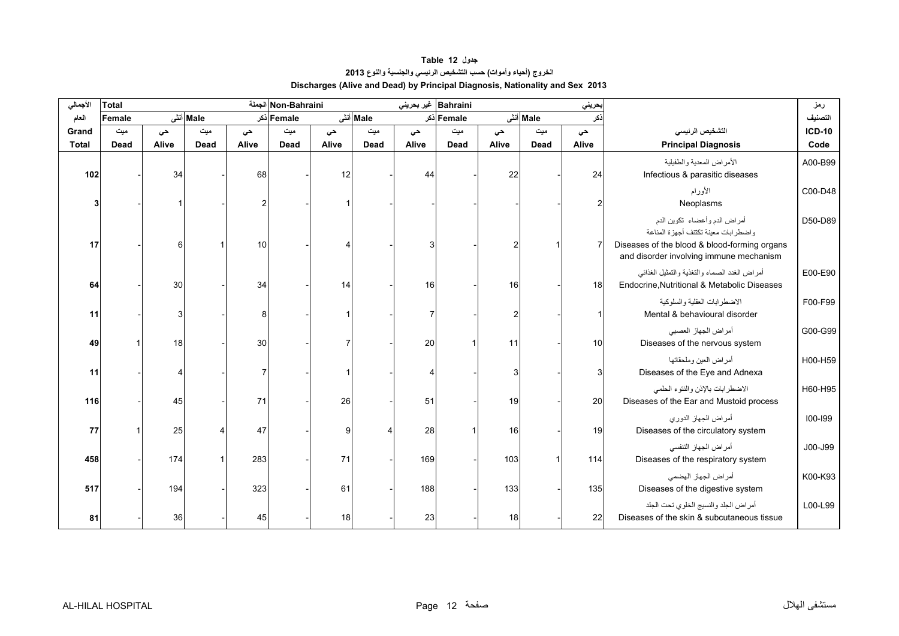# جدول 12 Table

## الخروج (احياء وأموات) حسب التشخيص الرئيسي والجنسية والنوع 2013

## Discharges (Alive and Dead) by Principal Diagnosis, Nationality and Sex 2013

| الأجمالي | Total الجملة | | | | Non-Bahraini غير بحريني | | | | Bahraini بحريني | | | | | رمز |
|---|---|---|---|---|---|---|---|---|---|---|---|---|---|---|
| العام | Female أنثى | | Male ذكر | | Female أنثى | | Male ذكر | | Female أنثى | | Male ذكر | | | التصنيف |
| Grand | ميت | حي | ميت | حي | ميت | حي | ميت | حي | ميت | حي | ميت | حي | التشخيص الرئيسي | ICD-10 |
| Total | Dead | Alive | Dead | Alive | Dead | Alive | Dead | Alive | Dead | Alive | Dead | Alive | Principal Diagnosis | Code |
| 102 | - | 34 | - | 68 | - | 12 | - | 44 | - | 22 | - | 24 | الأمراض المعدية والطفيلية<br>Infectious & parasitic diseases | A00-B99 |
| 3 | - | 1 | - | 2 | - | 1 | - | - | - | - | - | 2 | الأورام<br>Neoplasms | C00-D48 |
| 17 | - | 6 | 1 | 10 | - | 4 | - | 3 | - | 2 | 1 | 7 | أمراض الدم وأعضاء تكوين الدم واضطرابات معينة تكتنف أجهزة المناعة<br>Diseases of the blood & blood-forming organs and disorder involving immune mechanism | D50-D89 |
| 64 | - | 30 | - | 34 | - | 14 | - | 16 | - | 16 | - | 18 | أمراض الغدد الصماء والتغذية والتمثيل الغذائي<br>Endocrine,Nutritional & Metabolic Diseases | E00-E90 |
| 11 | - | 3 | - | 8 | - | 1 | - | 7 | - | 2 | - | 1 | الاضطرابات العقلية والسلوكية<br>Mental & behavioural disorder | F00-F99 |
| 49 | 1 | 18 | - | 30 | - | 7 | - | 20 | 1 | 11 | - | 10 | أمراض الجهاز العصبي<br>Diseases of the nervous system | G00-G99 |
| 11 | - | 4 | - | 7 | - | 1 | - | 4 | - | 3 | - | 3 | أمراض العين وملحقاتها<br>Diseases of the Eye and Adnexa | H00-H59 |
| 116 | - | 45 | - | 71 | - | 26 | - | 51 | - | 19 | - | 20 | الاضطرابات بالإذن والنتوء الحلمي<br>Diseases of the Ear and Mustoid process | H60-H95 |
| 77 | 1 | 25 | 4 | 47 | - | 9 | 4 | 28 | 1 | 16 | - | 19 | أمراض الجهاز الدوري<br>Diseases of the circulatory system | I00-I99 |
| 458 | - | 174 | 1 | 283 | - | 71 | - | 169 | - | 103 | 1 | 114 | أمراض الجهاز التنفسي<br>Diseases of the respiratory system | J00-J99 |
| 517 | - | 194 | - | 323 | - | 61 | - | 188 | - | 133 | - | 135 | أمراض الجهاز الهضمي<br>Diseases of the digestive system | K00-K93 |
| 81 | - | 36 | - | 45 | - | 18 | - | 23 | - | 18 | - | 22 | أمراض الجلد والنسيج الخلوي تحت الجلد<br>Diseases of the skin & subcutaneous tissue | L00-L99 |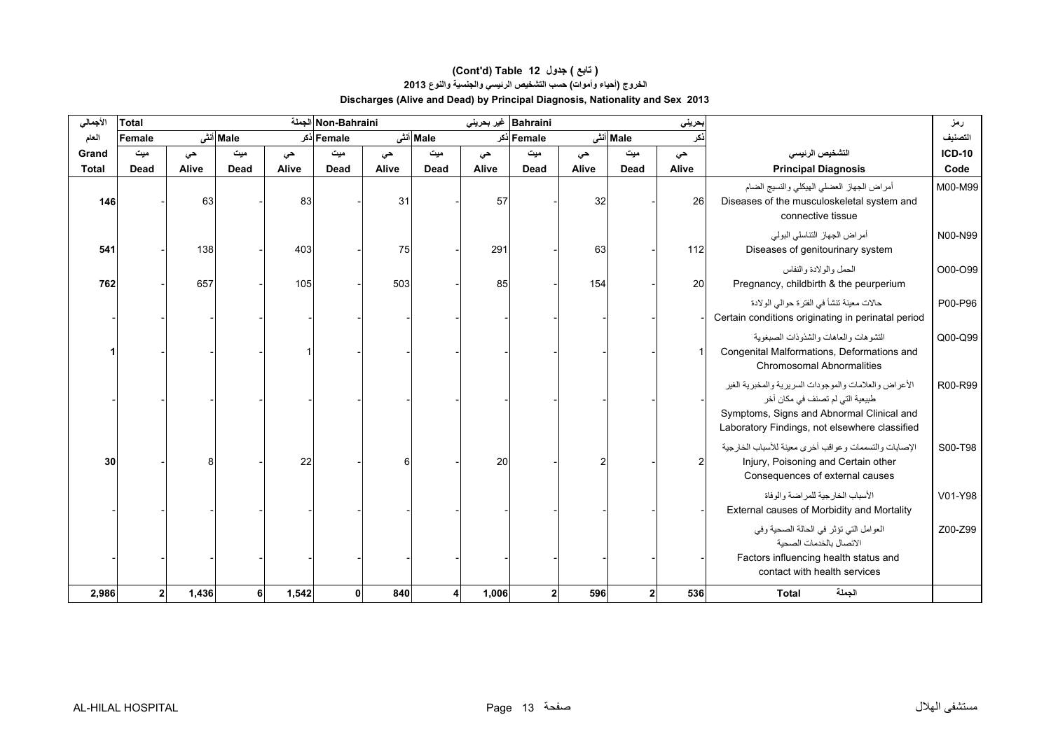## (Cont'd) Table 12 جدول ( تابع )

### الخروج (أحياء وأموات) حسب التشخيص الرئيسي والجنسية والنوع 2013

### Discharges (Alive and Dead) by Principal Diagnosis, Nationality and Sex 2013

| الأجمالي | Total الجملة | | | | Non-Bahraini غير بحريني | | | | Bahraini بحريني | | | | | رمز |
|---|---|---|---|---|---|---|---|---|---|---|---|---|---|---|
| العام | Female أنثى | | Male ذكر | | Female أنثى | | Male ذكر | | Female أنثى | | Male ذكر | | | التصنيف |
| Grand | ميت | حي | ميت | حي | ميت | حي | ميت | حي | ميت | حي | ميت | حي | التشخيص الرئيسي | ICD-10 |
| Total | Dead | Alive | Dead | Alive | Dead | Alive | Dead | Alive | Dead | Alive | Dead | Alive | Principal Diagnosis | Code |
| 146 | - | 63 | - | 83 | - | 31 | - | 57 | - | 32 | - | 26 | أمراض الجهاز العضلي الهيكلي والنسيج الضام Diseases of the musculoskeletal system and connective tissue | M00-M99 |
| 541 | - | 138 | - | 403 | - | 75 | - | 291 | - | 63 | - | 112 | أمراض الجهاز التناسلي البولي Diseases of genitourinary system | N00-N99 |
| 762 | - | 657 | - | 105 | - | 503 | - | 85 | - | 154 | - | 20 | الحمل والولادة والنفاس Pregnancy, childbirth & the peurperium | O00-O99 |
| - | - | - | - | - | - | - | - | - | - | - | - | - | حالات معينة تنشأ في الفترة حوالي الولادة Certain conditions originating in perinatal period | P00-P96 |
| 1 | - | - | - | 1 | - | - | - | - | - | - | - | 1 | التشوهات والعاهات والشذوذات الصبغوية Congenital Malformations, Deformations and Chromosomal Abnormalities | Q00-Q99 |
| - | - | - | - | - | - | - | - | - | - | - | - | - | الأعراض والعلامات والموجودات السريرية والمخبرية الغير طبيعية التي لم تصنف في مكان آخر Symptoms, Signs and Abnormal Clinical and Laboratory Findings, not elsewhere classified | R00-R99 |
| 30 | - | 8 | - | 22 | - | 6 | - | 20 | - | 2 | - | 2 | الإصابات والتسممات وعواقب أخرى معينة للأسباب الخارجية Injury, Poisoning and Certain other Consequences of external causes | S00-T98 |
| - | - | - | - | - | - | - | - | - | - | - | - | - | الأسباب الخارجية للمراضة والوفاة External causes of Morbidity and Mortality | V01-Y98 |
| - | - | - | - | - | - | - | - | - | - | - | - | - | العوامل التي تؤثر في الحالة الصحية وفي الاتصال بالخدمات الصحية Factors influencing health status and contact with health services | Z00-Z99 |
| 2,986 | 2 | 1,436 | 6 | 1,542 | 0 | 840 | 4 | 1,006 | 2 | 596 | 2 | 536 | Total الجملة | |